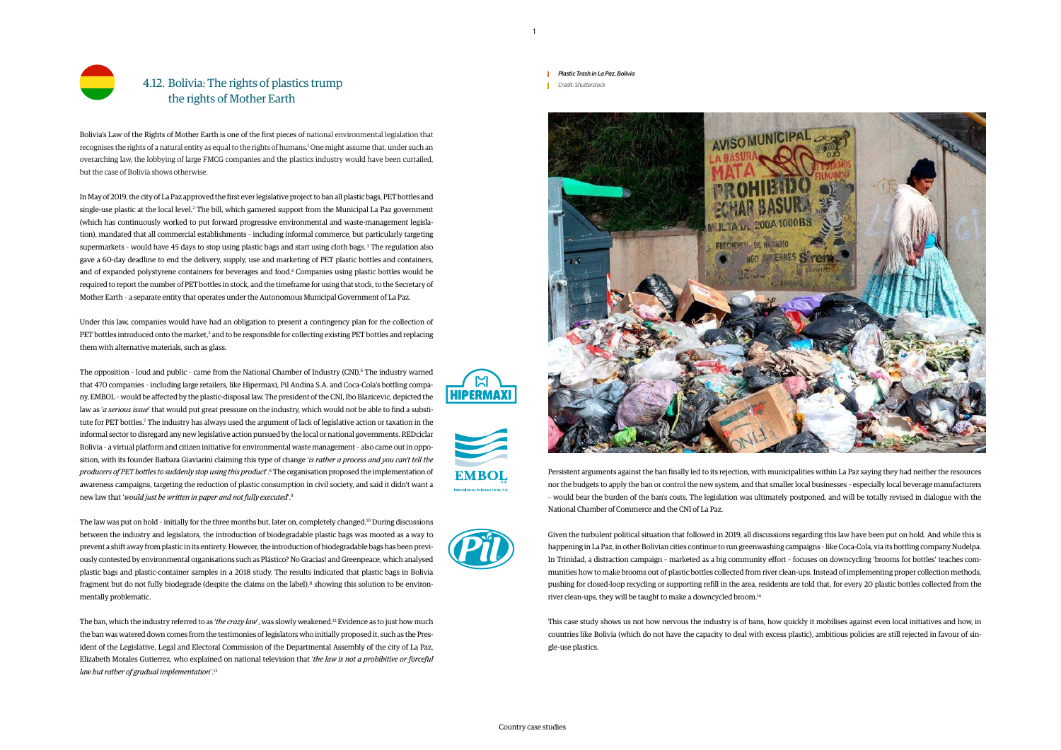## 4.12. Bolivia: The rights of plastics trump the rights of Mother Earth

Bolivia's Law of the Rights of Mother Earth is one of the first pieces of national environmental legislation that recognises the rights of a natural entity as equal to the rights of humans.[1] One might assume that, under such an overarching law, the lobbying of large FMCG companies and the plastics industry would have been curtailed, but the case of Bolivia shows otherwise.

In May of 2019, the city of La Paz approved the first ever legislative project to ban all plastic bags, PET bottles and single-use plastic at the local level.[2] The bill, which garnered support from the Municipal La Paz government (which has continuously worked to put forward progressive environmental and waste-management legislation), mandated that all commercial establishments – including informal commerce, but particularly targeting supermarkets – would have 45 days to stop using plastic bags and start using cloth bags.[3] The regulation also gave a 60-day deadline to end the delivery, supply, use and marketing of PET plastic bottles and containers, and of expanded polystyrene containers for beverages and food.[4] Companies using plastic bottles would be required to report the number of PET bottles in stock, and the timeframe for using that stock, to the Secretary of Mother Earth – a separate entity that operates under the Autonomous Municipal Government of La Paz.

Under this law, companies would have had an obligation to present a contingency plan for the collection of PET bottles introduced onto the market,[5] and to be responsible for collecting existing PET bottles and replacing them with alternative materials, such as glass.

The opposition – loud and public – came from the National Chamber of Industry (CNI).[6] The industry warned that 470 companies – including large retailers, like Hipermaxi, Pil Andina S.A. and Coca-Cola's bottling company, EMBOL – would be affected by the plastic-disposal law. The president of the CNI, Ibo Blazicevic, depicted the law as '*a serious issue*' that would put great pressure on the industry, which would not be able to find a substitute for PET bottles.[7] The industry has always used the argument of lack of legislative action or taxation in the informal sector to disregard any new legislative action pursued by the local or national governments. REDciclar Bolivia – a virtual platform and citizen initiative for environmental waste management – also came out in opposition, with its founder Barbara Giaviarini claiming this type of change '*is rather a process and you can't tell the producers of PET bottles to suddenly stop using this product*'.[8] The organisation proposed the implementation of awareness campaigns, targeting the reduction of plastic consumption in civil society, and said it didn't want a new law that '*would just be written in paper and not fully executed*'.[9]

The law was put on hold – initially for the three months but, later on, completely changed.[10] During discussions between the industry and legislators, the introduction of biodegradable plastic bags was mooted as a way to prevent a shift away from plastic in its entirety. However, the introduction of biodegradable bags has been previously contested by environmental organisations such as Plástico? No Gracias! and Greenpeace, which analysed plastic bags and plastic-container samples in a 2018 study. The results indicated that plastic bags in Bolivia fragment but do not fully biodegrade (despite the claims on the label),[11] showing this solution to be environmentally problematic.

The ban, which the industry referred to as '*the crazy law*', was slowly weakened.[12] Evidence as to just how much the ban was watered down comes from the testimonies of legislators who initially proposed it, such as the President of the Legislative, Legal and Electoral Commission of the Departmental Assembly of the city of La Paz, Elizabeth Morales Gutierrez, who explained on national television that '*the law is not a prohibitive or forceful law but rather of gradual implementation*'.[13]

***Plastic Trash in La Paz, Bolivia***
*Credit: Shutterstock*

Persistent arguments against the ban finally led to its rejection, with municipalities within La Paz saying they had neither the resources nor the budgets to apply the ban or control the new system, and that smaller local businesses – especially local beverage manufacturers – would bear the burden of the ban's costs. The legislation was ultimately postponed, and will be totally revised in dialogue with the National Chamber of Commerce and the CNI of La Paz.

Given the turbulent political situation that followed in 2019, all discussions regarding this law have been put on hold. And while this is happening in La Paz, in other Bolivian cities continue to run greenwashing campaigns – like Coca-Cola, via its bottling company Nudelpa. In Trinidad, a distraction campaign – marketed as a big community effort – focuses on downcycling 'brooms for bottles' teaches communities how to make brooms out of plastic bottles collected from river clean-ups. Instead of implementing proper collection methods, pushing for closed-loop recycling or supporting refill in the area, residents are told that, for every 20 plastic bottles collected from the river clean-ups, they will be taught to make a downcycled broom.[14]

This case study shows us not how nervous the industry is of bans, how quickly it mobilises against even local initiatives and how, in countries like Bolivia (which do not have the capacity to deal with excess plastic), ambitious policies are still rejected in favour of single-use plastics.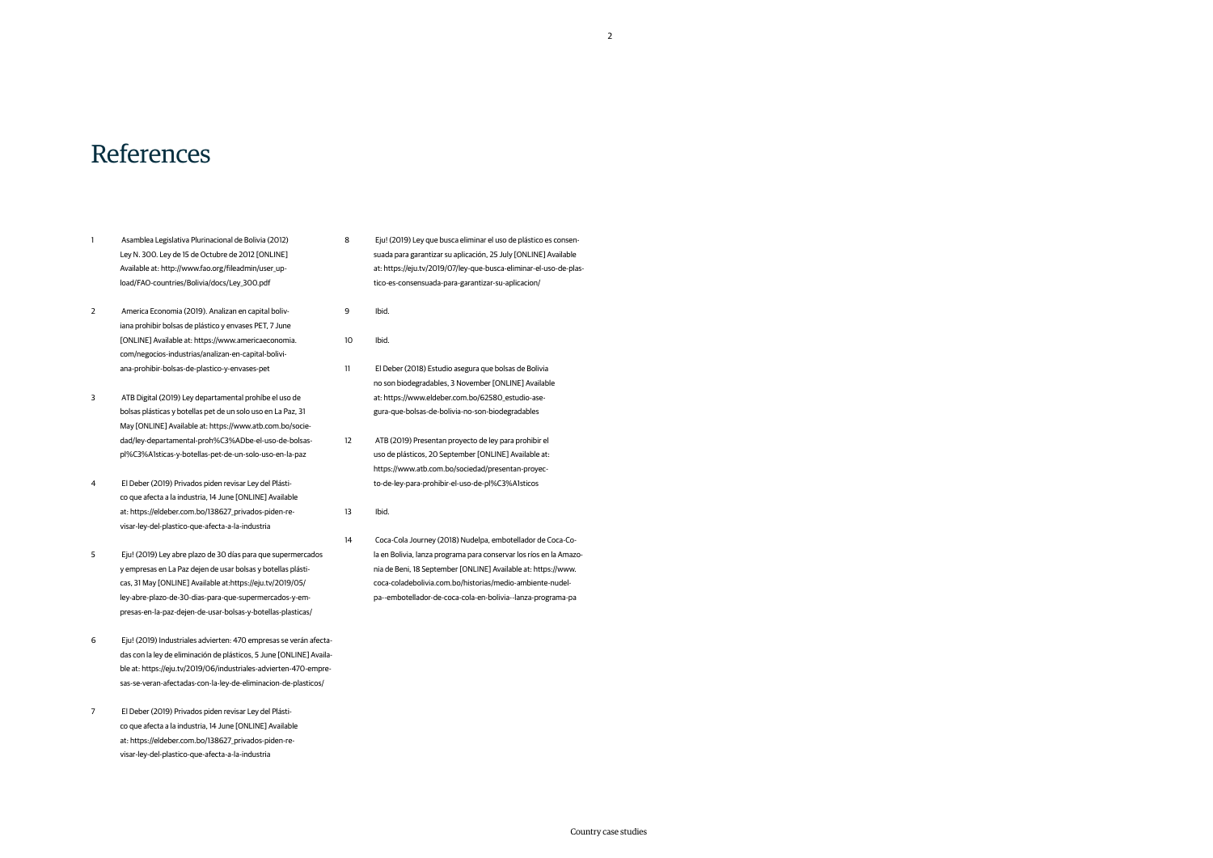# References

1. Asamblea Legislativa Plurinacional de Bolivia (2012) Ley N. 300. Ley de 15 de Octubre de 2012 [ONLINE] Available at: http://www.fao.org/fileadmin/user_upload/FAO-countries/Bolivia/docs/Ley_300.pdf

2. America Economia (2019). Analizan en capital boliviana prohibir bolsas de plástico y envases PET, 7 June [ONLINE] Available at: https://www.americaeconomia.com/negocios-industrias/analizan-en-capital-boliviana-prohibir-bolsas-de-plastico-y-envases-pet

3. ATB Digital (2019) Ley departamental prohíbe el uso de bolsas plásticas y botellas pet de un solo uso en La Paz, 31 May [ONLINE] Available at: https://www.atb.com.bo/sociedad/ley-departamental-proh%C3%ADbe-el-uso-de-bolsas-pl%C3%A1sticas-y-botellas-pet-de-un-solo-uso-en-la-paz

4. El Deber (2019) Privados piden revisar Ley del Plástico que afecta a la industria, 14 June [ONLINE] Available at: https://eldeber.com.bo/138627_privados-piden-revisar-ley-del-plastico-que-afecta-a-la-industria

5. Eju! (2019) Ley abre plazo de 30 días para que supermercados y empresas en La Paz dejen de usar bolsas y botellas plásticas, 31 May [ONLINE] Available at:https://eju.tv/2019/05/ley-abre-plazo-de-30-dias-para-que-supermercados-y-empresas-en-la-paz-dejen-de-usar-bolsas-y-botellas-plasticas/

6. Eju! (2019) Industriales advierten: 470 empresas se verán afectadas con la ley de eliminación de plásticos, 5 June [ONLINE] Available at: https://eju.tv/2019/06/industriales-advierten-470-empresas-se-veran-afectadas-con-la-ley-de-eliminacion-de-plasticos/

7. El Deber (2019) Privados piden revisar Ley del Plástico que afecta a la industria, 14 June [ONLINE] Available at: https://eldeber.com.bo/138627_privados-piden-revisar-ley-del-plastico-que-afecta-a-la-industria

8. Eju! (2019) Ley que busca eliminar el uso de plástico es consensuada para garantizar su aplicación, 25 July [ONLINE] Available at: https://eju.tv/2019/07/ley-que-busca-eliminar-el-uso-de-plastico-es-consensuada-para-garantizar-su-aplicacion/

9. Ibid.

10. Ibid.

11. El Deber (2018) Estudio asegura que bolsas de Bolivia no son biodegradables, 3 November [ONLINE] Available at: https://www.eldeber.com.bo/62580_estudio-asegura-que-bolsas-de-bolivia-no-son-biodegradables

12. ATB (2019) Presentan proyecto de ley para prohibir el uso de plásticos, 20 September [ONLINE] Available at: https://www.atb.com.bo/sociedad/presentan-proyecto-de-ley-para-prohibir-el-uso-de-pl%C3%A1sticos

13. Ibid.

14. Coca-Cola Journey (2018) Nudelpa, embotellador de Coca-Cola en Bolivia, lanza programa para conservar los ríos en la Amazonia de Beni, 18 September [ONLINE] Available at: https://www.coca-coladebolivia.com.bo/historias/medio-ambiente-nudelpa--embotellador-de-coca-cola-en-bolivia--lanza-programa-pa